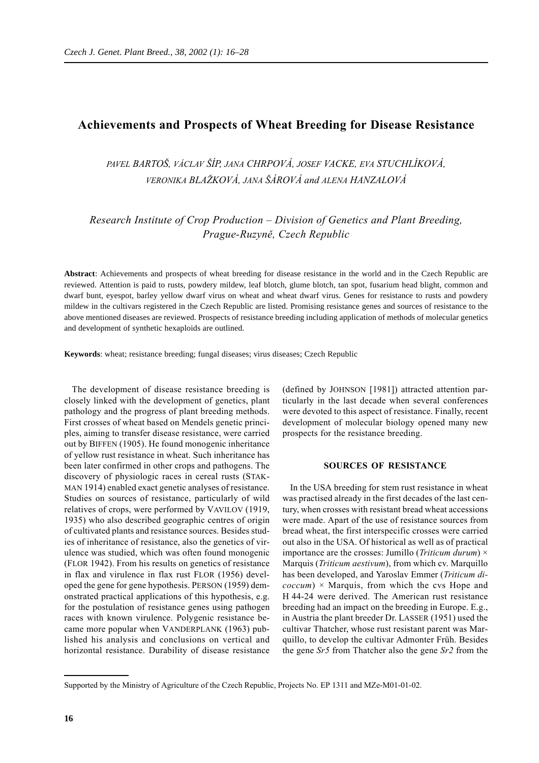# Achievements and Prospects of Wheat Breeding for Disease Resistance

PAVEL BARTOŠ, VÁCLAV ŠÍP, JANA CHRPOVÁ, JOSEF VACKE, EVA STUCHLÍKOVÁ, VERONIKA BLAŽKOVÁ, JANA ŠÁROVÁ and ALENA HANZALOVÁ

*Research Institute of Crop Production – Division of Genetics and Plant Breeding, Prague-Ruzyně, Czech Republic*

**Abstract**: Achievements and prospects of wheat breeding for disease resistance in the world and in the Czech Republic are reviewed. Attention is paid to rusts, powdery mildew, leaf blotch, glume blotch, tan spot, fusarium head blight, common and dwarf bunt, eyespot, barley yellow dwarf virus on wheat and wheat dwarf virus. Genes for resistance to rusts and powdery mildew in the cultivars registered in the Czech Republic are listed. Promising resistance genes and sources of resistance to the above mentioned diseases are reviewed. Prospects of resistance breeding including application of methods of molecular genetics and development of synthetic hexaploids are outlined.

**Keywords**: wheat; resistance breeding; fungal diseases; virus diseases; Czech Republic

The development of disease resistance breeding is closely linked with the development of genetics, plant pathology and the progress of plant breeding methods. First crosses of wheat based on Mendels genetic principles, aiming to transfer disease resistance, were carried out by BIFFEN (1905). He found monogenic inheritance of yellow rust resistance in wheat. Such inheritance has been later confirmed in other crops and pathogens. The discovery of physiologic races in cereal rusts (STAKMAN 1914) enabled exact genetic analyses of resistance. Studies on sources of resistance, particularly of wild relatives of crops, were performed by VAVILOV (1919, 1935) who also described geographic centres of origin of cultivated plants and resistance sources. Besides studies of inheritance of resistance, also the genetics of virulence was studied, which was often found monogenic (FLOR 1942). From his results on genetics of resistance in flax and virulence in flax rust FLOR (1956) developed the gene for gene hypothesis. PERSON (1959) demonstrated practical applications of this hypothesis, e.g. for the postulation of resistance genes using pathogen races with known virulence. Polygenic resistance became more popular when VANDERPLANK (1963) published his analysis and conclusions on vertical and horizontal resistance. Durability of disease resistance (defined by JOHNSON [1981]) attracted attention particularly in the last decade when several conferences were devoted to this aspect of resistance. Finally, recent development of molecular biology opened many new prospects for the resistance breeding.

## SOURCES OF RESISTANCE

In the USA breeding for stem rust resistance in wheat was practised already in the first decades of the last century, when crosses with resistant bread wheat accessions were made. Apart of the use of resistance sources from bread wheat, the first interspecific crosses were carried out also in the USA. Of historical as well as of practical importance are the crosses: Jumillo (*Triticum durum*) × Marquis (*Triticum aestivum*), from which cv. Marquillo has been developed, and Yaroslav Emmer (*Triticum dicoccum*) × Marquis, from which the cvs Hope and H 44-24 were derived. The American rust resistance breeding had an impact on the breeding in Europe. E.g., in Austria the plant breeder Dr. LASSER (1951) used the cultivar Thatcher, whose rust resistant parent was Marquillo, to develop the cultivar Admonter Früh. Besides the gene *Sr5* from Thatcher also the gene *Sr2* from the

Supported by the Ministry of Agriculture of the Czech Republic, Projects No. EP 1311 and MZe-M01-01-02.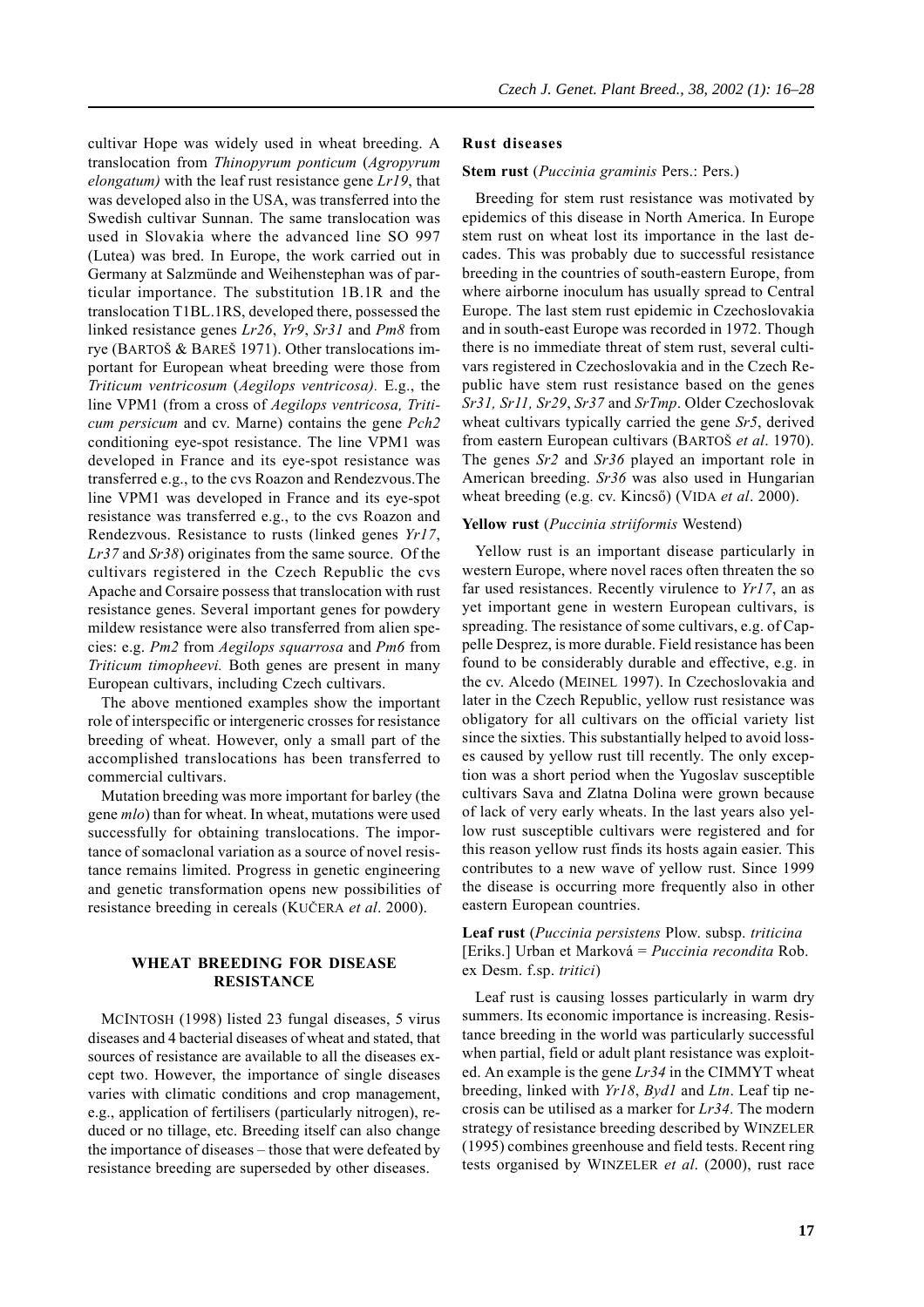cultivar Hope was widely used in wheat breeding. A translocation from *Thinopyrum ponticum* (*Agropyrum elongatum)* with the leaf rust resistance gene *Lr19*, that was developed also in the USA, was transferred into the Swedish cultivar Sunnan. The same translocation was used in Slovakia where the advanced line SO 997 (Lutea) was bred. In Europe, the work carried out in Germany at Salzmünde and Weihenstephan was of particular importance. The substitution 1B.1R and the translocation T1BL.1RS, developed there, possessed the linked resistance genes *Lr26*, *Yr9*, *Sr31* and *Pm8* from rye (BARTOŠ & BAREŠ 1971). Other translocations important for European wheat breeding were those from *Triticum ventricosum* (*Aegilops ventricosa).* E.g., the line VPM1 (from a cross of *Aegilops ventricosa, Triticum persicum* and cv. Marne) contains the gene *Pch2* conditioning eye-spot resistance. The line VPM1 was developed in France and its eye-spot resistance was transferred e.g., to the cvs Roazon and Rendezvous.The line VPM1 was developed in France and its eye-spot resistance was transferred e.g., to the cvs Roazon and Rendezvous. Resistance to rusts (linked genes *Yr17*, *Lr37* and *Sr38*) originates from the same source. Of the cultivars registered in the Czech Republic the cvs Apache and Corsaire possess that translocation with rust resistance genes. Several important genes for powdery mildew resistance were also transferred from alien species: e.g. *Pm2* from *Aegilops squarrosa* and *Pm6* from *Triticum timopheevi.* Both genes are present in many European cultivars, including Czech cultivars.

The above mentioned examples show the important role of interspecific or intergeneric crosses for resistance breeding of wheat. However, only a small part of the accomplished translocations has been transferred to commercial cultivars.

Mutation breeding was more important for barley (the gene *mlo*) than for wheat. In wheat, mutations were used successfully for obtaining translocations. The importance of somaclonal variation as a source of novel resistance remains limited. Progress in genetic engineering and genetic transformation opens new possibilities of resistance breeding in cereals (KUČERA *et al*. 2000).

## WHEAT BREEDING FOR DISEASE RESISTANCE

MCINTOSH (1998) listed 23 fungal diseases, 5 virus diseases and 4 bacterial diseases of wheat and stated, that sources of resistance are available to all the diseases except two. However, the importance of single diseases varies with climatic conditions and crop management, e.g., application of fertilisers (particularly nitrogen), reduced or no tillage, etc. Breeding itself can also change the importance of diseases – those that were defeated by resistance breeding are superseded by other diseases.

### Rust diseases

**Stem rust** (*Puccinia graminis* Pers.: Pers.)

Breeding for stem rust resistance was motivated by epidemics of this disease in North America. In Europe stem rust on wheat lost its importance in the last decades. This was probably due to successful resistance breeding in the countries of south-eastern Europe, from where airborne inoculum has usually spread to Central Europe. The last stem rust epidemic in Czechoslovakia and in south-east Europe was recorded in 1972. Though there is no immediate threat of stem rust, several cultivars registered in Czechoslovakia and in the Czech Republic have stem rust resistance based on the genes *Sr31, Sr11, Sr29*, *Sr37* and *SrTmp*. Older Czechoslovak wheat cultivars typically carried the gene *Sr5*, derived from eastern European cultivars (BARTOŠ *et al*. 1970). The genes *Sr2* and *Sr36* played an important role in American breeding. *Sr36* was also used in Hungarian wheat breeding (e.g. cv. Kincső) (VIDA *et al*. 2000).

**Yellow rust** (*Puccinia striiformis* Westend)

Yellow rust is an important disease particularly in western Europe, where novel races often threaten the so far used resistances. Recently virulence to *Yr17*, an as yet important gene in western European cultivars, is spreading. The resistance of some cultivars, e.g. of Cappelle Desprez, is more durable. Field resistance has been found to be considerably durable and effective, e.g. in the cv. Alcedo (MEINEL 1997). In Czechoslovakia and later in the Czech Republic, yellow rust resistance was obligatory for all cultivars on the official variety list since the sixties. This substantially helped to avoid losses caused by yellow rust till recently. The only exception was a short period when the Yugoslav susceptible cultivars Sava and Zlatna Dolina were grown because of lack of very early wheats. In the last years also yellow rust susceptible cultivars were registered and for this reason yellow rust finds its hosts again easier. This contributes to a new wave of yellow rust. Since 1999 the disease is occurring more frequently also in other eastern European countries.

**Leaf rust** (*Puccinia persistens* Plow. subsp. *triticina* [Eriks.] Urban et Marková = *Puccinia recondita* Rob. ex Desm. f.sp. *tritici*)

Leaf rust is causing losses particularly in warm dry summers. Its economic importance is increasing. Resistance breeding in the world was particularly successful when partial, field or adult plant resistance was exploited. An example is the gene *Lr34* in the CIMMYT wheat breeding, linked with *Yr18*, *Byd1* and *Ltn*. Leaf tip necrosis can be utilised as a marker for *Lr34*. The modern strategy of resistance breeding described by WINZELER (1995) combines greenhouse and field tests. Recent ring tests organised by WINZELER *et al*. (2000), rust race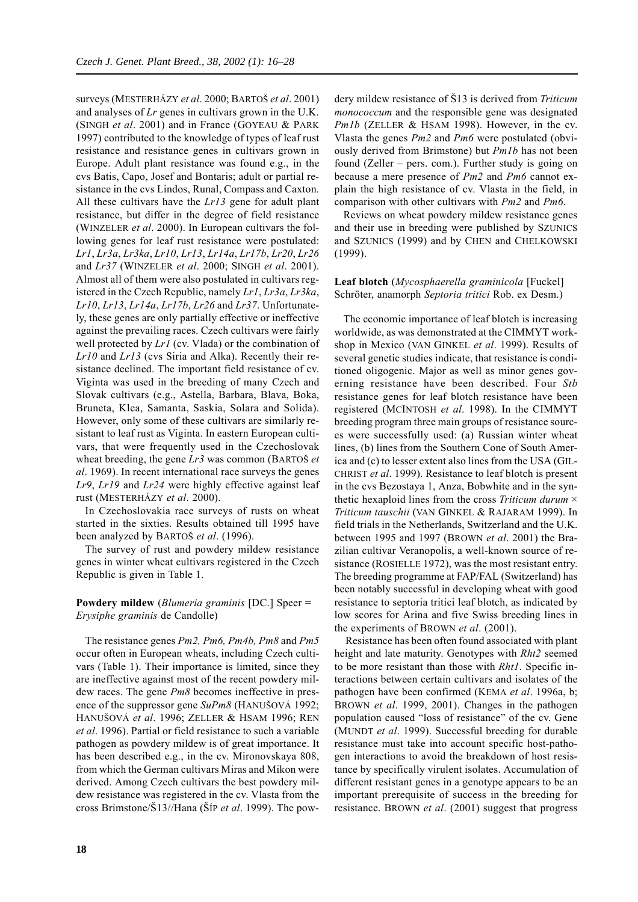surveys (MESTERHÁZY *et al*. 2000; BARTOŠ *et al*. 2001) and analyses of *Lr* genes in cultivars grown in the U.K. (SINGH *et al*. 2001) and in France (GOYEAU & PARK 1997) contributed to the knowledge of types of leaf rust resistance and resistance genes in cultivars grown in Europe. Adult plant resistance was found e.g., in the cvs Batis, Capo, Josef and Bontaris; adult or partial resistance in the cvs Lindos, Runal, Compass and Caxton. All these cultivars have the *Lr13* gene for adult plant resistance, but differ in the degree of field resistance (WINZELER *et al*. 2000). In European cultivars the following genes for leaf rust resistance were postulated: *Lr1*, *Lr3a*, *Lr3ka*, *Lr10*, *Lr13*, *Lr14a*, *Lr17b*, *Lr20*, *Lr26* and *Lr37* (WINZELER *et al*. 2000; SINGH *et al*. 2001). Almost all of them were also postulated in cultivars registered in the Czech Republic, namely *Lr1*, *Lr3a*, *Lr3ka*, *Lr10*, *Lr13*, *Lr14a*, *Lr17b*, *Lr26* and *Lr37*. Unfortunately, these genes are only partially effective or ineffective against the prevailing races. Czech cultivars were fairly well protected by *Lr1* (cv. Vlada) or the combination of *Lr10* and *Lr13* (cvs Siria and Alka). Recently their resistance declined. The important field resistance of cv. Viginta was used in the breeding of many Czech and Slovak cultivars (e.g., Astella, Barbara, Blava, Boka, Bruneta, Klea, Samanta, Saskia, Solara and Solida). However, only some of these cultivars are similarly resistant to leaf rust as Viginta. In eastern European cultivars, that were frequently used in the Czechoslovak wheat breeding, the gene *Lr3* was common (BARTOŠ *et al*. 1969). In recent international race surveys the genes *Lr9*, *Lr19* and *Lr24* were highly effective against leaf rust (MESTERHÁZY *et al*. 2000).

In Czechoslovakia race surveys of rusts on wheat started in the sixties. Results obtained till 1995 have been analyzed by BARTOŠ *et al*. (1996).

The survey of rust and powdery mildew resistance genes in winter wheat cultivars registered in the Czech Republic is given in Table 1.

**Powdery mildew** (*Blumeria graminis* [DC.] Speer = *Erysiphe graminis* de Candolle)

The resistance genes *Pm2, Pm6, Pm4b, Pm8* and *Pm5* occur often in European wheats, including Czech cultivars (Table 1). Their importance is limited, since they are ineffective against most of the recent powdery mildew races. The gene *Pm8* becomes ineffective in presence of the suppressor gene *SuPm8* (HANUŠOVÁ 1992; HANUŠOVÁ *et al*. 1996; ZELLER & HSAM 1996; REN *et al*. 1996). Partial or field resistance to such a variable pathogen as powdery mildew is of great importance. It has been described e.g., in the cv. Mironovskaya 808, from which the German cultivars Miras and Mikon were derived. Among Czech cultivars the best powdery mildew resistance was registered in the cv. Vlasta from the cross Brimstone/Š13//Hana (ŠÍP *et al*. 1999). The powdery mildew resistance of Š13 is derived from *Triticum monococcum* and the responsible gene was designated *Pm1b* (ZELLER & HSAM 1998). However, in the cv. Vlasta the genes *Pm2* and *Pm6* were postulated (obviously derived from Brimstone) but *Pm1b* has not been found (Zeller – pers. com.). Further study is going on because a mere presence of *Pm2* and *Pm6* cannot explain the high resistance of cv. Vlasta in the field, in comparison with other cultivars with *Pm2* and *Pm6*.

Reviews on wheat powdery mildew resistance genes and their use in breeding were published by SZUNICS and SZUNICS (1999) and by CHEN and CHELKOWSKI (1999).

**Leaf blotch** (*Mycosphaerella graminicola* [Fuckel] Schröter, anamorph *Septoria tritici* Rob. ex Desm.)

The economic importance of leaf blotch is increasing worldwide, as was demonstrated at the CIMMYT workshop in Mexico (VAN GINKEL *et al*. 1999). Results of several genetic studies indicate, that resistance is conditioned oligogenic. Major as well as minor genes governing resistance have been described. Four *Stb* resistance genes for leaf blotch resistance have been registered (MCINTOSH *et al*. 1998). In the CIMMYT breeding program three main groups of resistance sources were successfully used: (a) Russian winter wheat lines, (b) lines from the Southern Cone of South America and (c) to lesser extent also lines from the USA (GILCHRIST *et al*. 1999). Resistance to leaf blotch is present in the cvs Bezostaya 1, Anza, Bobwhite and in the synthetic hexaploid lines from the cross *Triticum durum* × *Triticum tauschii* (VAN GINKEL & RAJARAM 1999). In field trials in the Netherlands, Switzerland and the U.K. between 1995 and 1997 (BROWN *et al*. 2001) the Brazilian cultivar Veranopolis, a well-known source of resistance (ROSIELLE 1972), was the most resistant entry. The breeding programme at FAP/FAL (Switzerland) has been notably successful in developing wheat with good resistance to septoria tritici leaf blotch, as indicated by low scores for Arina and five Swiss breeding lines in the experiments of BROWN *et al*. (2001).

Resistance has been often found associated with plant height and late maturity. Genotypes with *Rht2* seemed to be more resistant than those with *Rht1*. Specific interactions between certain cultivars and isolates of the pathogen have been confirmed (KEMA *et al*. 1996a, b; BROWN *et al*. 1999, 2001). Changes in the pathogen population caused "loss of resistance" of the cv. Gene (MUNDT *et al*. 1999). Successful breeding for durable resistance must take into account specific host-pathogen interactions to avoid the breakdown of host resistance by specifically virulent isolates. Accumulation of different resistant genes in a genotype appears to be an important prerequisite of success in the breeding for resistance. BROWN *et al*. (2001) suggest that progress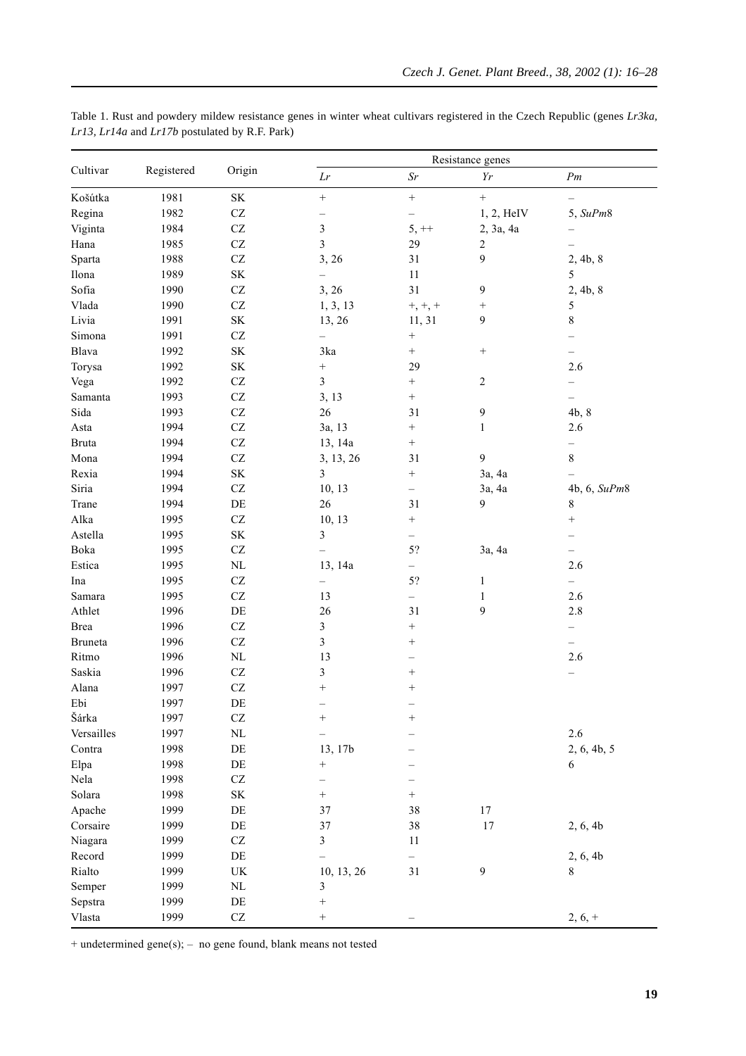Table 1. Rust and powdery mildew resistance genes in winter wheat cultivars registered in the Czech Republic (genes *Lr3ka*, *Lr13*, *Lr14a* and *Lr17b* postulated by R.F. Park)

| Cultivar | Registered | Origin | Resistance genes | | | |
|---|---|---|---|---|---|---|
| | | | *Lr* | *Sr* | *Yr* | *Pm* |
| Košútka | 1981 | SK | + | + | + | – |
| Regina | 1982 | CZ | – | – | 1, 2, HeIV | 5, *SuPm*8 |
| Viginta | 1984 | CZ | 3 | 5, ++ | 2, 3a, 4a | – |
| Hana | 1985 | CZ | 3 | 29 | 2 | – |
| Sparta | 1988 | CZ | 3, 26 | 31 | 9 | 2, 4b, 8 |
| Ilona | 1989 | SK | – | 11 | | 5 |
| Sofia | 1990 | CZ | 3, 26 | 31 | 9 | 2, 4b, 8 |
| Vlada | 1990 | CZ | 1, 3, 13 | +, +, + | + | 5 |
| Livia | 1991 | SK | 13, 26 | 11, 31 | 9 | 8 |
| Simona | 1991 | CZ | – | + | | – |
| Blava | 1992 | SK | 3ka | + | + | – |
| Torysa | 1992 | SK | + | 29 | | 2.6 |
| Vega | 1992 | CZ | 3 | + | 2 | – |
| Samanta | 1993 | CZ | 3, 13 | + | | – |
| Sida | 1993 | CZ | 26 | 31 | 9 | 4b, 8 |
| Asta | 1994 | CZ | 3a, 13 | + | 1 | 2.6 |
| Bruta | 1994 | CZ | 13, 14a | + | | – |
| Mona | 1994 | CZ | 3, 13, 26 | 31 | 9 | 8 |
| Rexia | 1994 | SK | 3 | + | 3a, 4a | – |
| Siria | 1994 | CZ | 10, 13 | – | 3a, 4a | 4b, 6, *SuPm*8 |
| Trane | 1994 | DE | 26 | 31 | 9 | 8 |
| Alka | 1995 | CZ | 10, 13 | + | | + |
| Astella | 1995 | SK | 3 | – | | – |
| Boka | 1995 | CZ | – | 5? | 3a, 4a | – |
| Estica | 1995 | NL | 13, 14a | – | | 2.6 |
| Ina | 1995 | CZ | – | 5? | 1 | – |
| Samara | 1995 | CZ | 13 | – | 1 | 2.6 |
| Athlet | 1996 | DE | 26 | 31 | 9 | 2.8 |
| Brea | 1996 | CZ | 3 | + | | – |
| Bruneta | 1996 | CZ | 3 | + | | – |
| Ritmo | 1996 | NL | 13 | – | | 2.6 |
| Saskia | 1996 | CZ | 3 | + | | – |
| Alana | 1997 | CZ | + | + | | |
| Ebi | 1997 | DE | – | – | | |
| Šárka | 1997 | CZ | + | + | | |
| Versailles | 1997 | NL | – | – | | 2.6 |
| Contra | 1998 | DE | 13, 17b | – | | 2, 6, 4b, 5 |
| Elpa | 1998 | DE | + | – | | 6 |
| Nela | 1998 | CZ | – | – | | |
| Solara | 1998 | SK | + | + | | |
| Apache | 1999 | DE | 37 | 38 | 17 | |
| Corsaire | 1999 | DE | 37 | 38 | 17 | 2, 6, 4b |
| Niagara | 1999 | CZ | 3 | 11 | | |
| Record | 1999 | DE | – | – | | 2, 6, 4b |
| Rialto | 1999 | UK | 10, 13, 26 | 31 | 9 | 8 |
| Semper | 1999 | NL | 3 | | | |
| Sepstra | 1999 | DE | + | | | |
| Vlasta | 1999 | CZ | + | – | | 2, 6, + |

+ undetermined gene(s); – no gene found, blank means not tested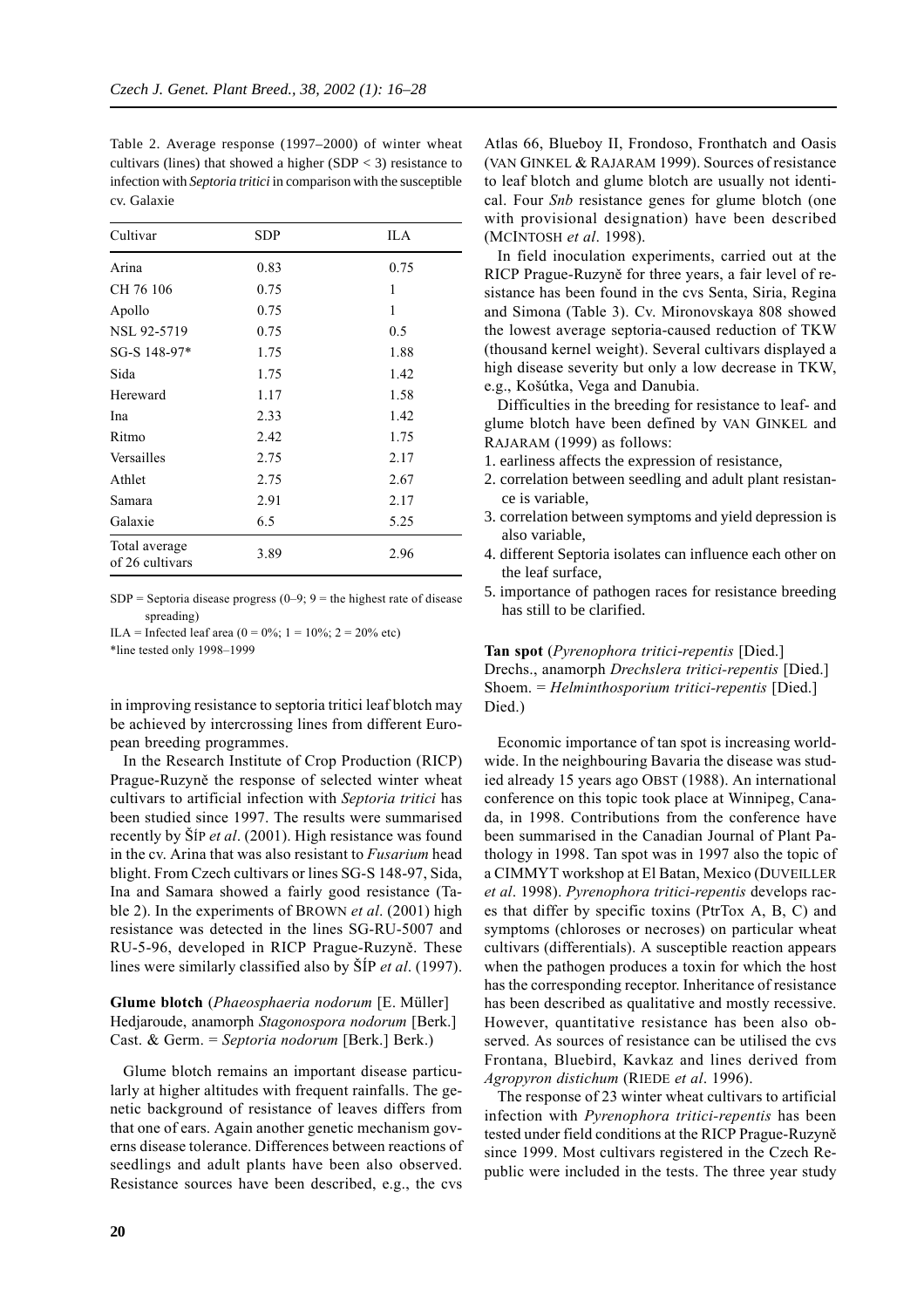Table 2. Average response (1997–2000) of winter wheat cultivars (lines) that showed a higher (SDP < 3) resistance to infection with *Septoria tritici* in comparison with the susceptible cv. Galaxie

| Cultivar | SDP | ILA |
|---|---|---|
| Arina | 0.83 | 0.75 |
| CH 76 106 | 0.75 | 1 |
| Apollo | 0.75 | 1 |
| NSL 92-5719 | 0.75 | 0.5 |
| SG-S 148-97* | 1.75 | 1.88 |
| Sida | 1.75 | 1.42 |
| Hereward | 1.17 | 1.58 |
| Ina | 2.33 | 1.42 |
| Ritmo | 2.42 | 1.75 |
| Versailles | 2.75 | 2.17 |
| Athlet | 2.75 | 2.67 |
| Samara | 2.91 | 2.17 |
| Galaxie | 6.5 | 5.25 |
| Total average of 26 cultivars | 3.89 | 2.96 |

SDP = Septoria disease progress (0–9; 9 = the highest rate of disease spreading)

ILA = Infected leaf area (0 = 0%; 1 = 10%; 2 = 20% etc)

*line tested only 1998–1999

in improving resistance to septoria tritici leaf blotch may be achieved by intercrossing lines from different European breeding programmes.

In the Research Institute of Crop Production (RICP) Prague-Ruzyně the response of selected winter wheat cultivars to artificial infection with *Septoria tritici* has been studied since 1997. The results were summarised recently by ŠÍP *et al*. (2001). High resistance was found in the cv. Arina that was also resistant to *Fusarium* head blight. From Czech cultivars or lines SG-S 148-97, Sida, Ina and Samara showed a fairly good resistance (Table 2). In the experiments of BROWN *et al*. (2001) high resistance was detected in the lines SG-RU-5007 and RU-5-96, developed in RICP Prague-Ruzyně. These lines were similarly classified also by ŠÍP *et al*. (1997).

**Glume blotch** (*Phaeosphaeria nodorum* [E. Müller] Hedjaroude, anamorph *Stagonospora nodorum* [Berk.] Cast. & Germ. = *Septoria nodorum* [Berk.] Berk.)

Glume blotch remains an important disease particularly at higher altitudes with frequent rainfalls. The genetic background of resistance of leaves differs from that one of ears. Again another genetic mechanism governs disease tolerance. Differences between reactions of seedlings and adult plants have been also observed. Resistance sources have been described, e.g., the cvs Atlas 66, Blueboy II, Frondoso, Fronthatch and Oasis (VAN GINKEL & RAJARAM 1999). Sources of resistance to leaf blotch and glume blotch are usually not identical. Four *Snb* resistance genes for glume blotch (one with provisional designation) have been described (MCINTOSH *et al*. 1998).

In field inoculation experiments, carried out at the RICP Prague-Ruzyně for three years, a fair level of resistance has been found in the cvs Senta, Siria, Regina and Simona (Table 3). Cv. Mironovskaya 808 showed the lowest average septoria-caused reduction of TKW (thousand kernel weight). Several cultivars displayed a high disease severity but only a low decrease in TKW, e.g., Košútka, Vega and Danubia.

Difficulties in the breeding for resistance to leaf- and glume blotch have been defined by VAN GINKEL and RAJARAM (1999) as follows:

1. earliness affects the expression of resistance,
2. correlation between seedling and adult plant resistance is variable,
3. correlation between symptoms and yield depression is also variable,
4. different Septoria isolates can influence each other on the leaf surface,
5. importance of pathogen races for resistance breeding has still to be clarified.

**Tan spot** (*Pyrenophora tritici-repentis* [Died.] Drechs., anamorph *Drechslera tritici-repentis* [Died.] Shoem. = *Helminthosporium tritici-repentis* [Died.] Died.)

Economic importance of tan spot is increasing worldwide. In the neighbouring Bavaria the disease was studied already 15 years ago OBST (1988). An international conference on this topic took place at Winnipeg, Canada, in 1998. Contributions from the conference have been summarised in the Canadian Journal of Plant Pathology in 1998. Tan spot was in 1997 also the topic of a CIMMYT workshop at El Batan, Mexico (DUVEILLER *et al*. 1998). *Pyrenophora tritici-repentis* develops races that differ by specific toxins (PtrTox A, B, C) and symptoms (chloroses or necroses) on particular wheat cultivars (differentials). A susceptible reaction appears when the pathogen produces a toxin for which the host has the corresponding receptor. Inheritance of resistance has been described as qualitative and mostly recessive. However, quantitative resistance has been also observed. As sources of resistance can be utilised the cvs Frontana, Bluebird, Kavkaz and lines derived from *Agropyron distichum* (RIEDE *et al*. 1996).

The response of 23 winter wheat cultivars to artificial infection with *Pyrenophora tritici-repentis* has been tested under field conditions at the RICP Prague-Ruzyně since 1999. Most cultivars registered in the Czech Republic were included in the tests. The three year study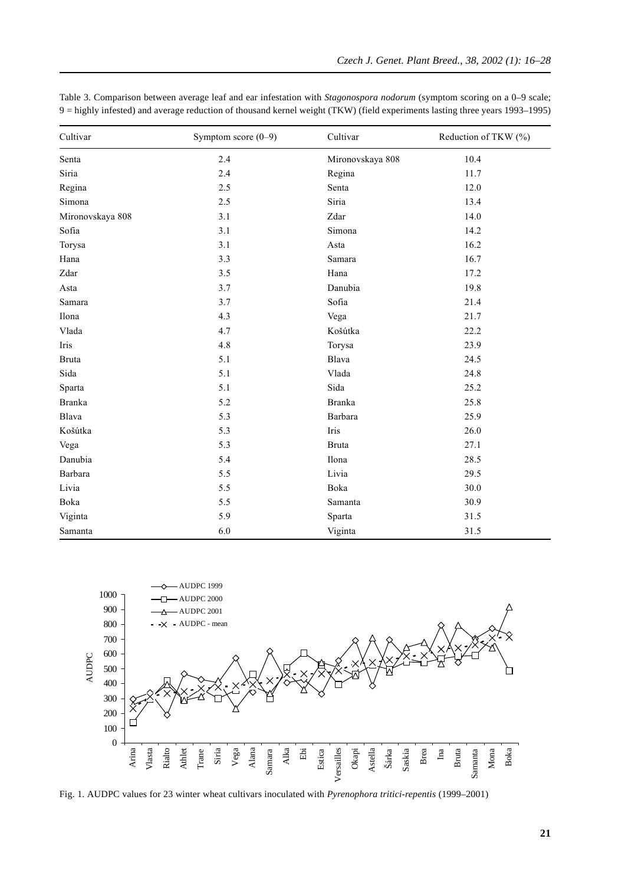Table 3. Comparison between average leaf and ear infestation with *Stagonospora nodorum* (symptom scoring on a 0–9 scale; 9 = highly infested) and average reduction of thousand kernel weight (TKW) (field experiments lasting three years 1993–1995)

| Cultivar | Symptom score (0–9) | Cultivar | Reduction of TKW (%) |
|---|---|---|---|
| Senta | 2.4 | Mironovskaya 808 | 10.4 |
| Siria | 2.4 | Regina | 11.7 |
| Regina | 2.5 | Senta | 12.0 |
| Simona | 2.5 | Siria | 13.4 |
| Mironovskaya 808 | 3.1 | Zdar | 14.0 |
| Sofia | 3.1 | Simona | 14.2 |
| Torysa | 3.1 | Asta | 16.2 |
| Hana | 3.3 | Samara | 16.7 |
| Zdar | 3.5 | Hana | 17.2 |
| Asta | 3.7 | Danubia | 19.8 |
| Samara | 3.7 | Sofia | 21.4 |
| Ilona | 4.3 | Vega | 21.7 |
| Vlada | 4.7 | Košútka | 22.2 |
| Iris | 4.8 | Torysa | 23.9 |
| Bruta | 5.1 | Blava | 24.5 |
| Sida | 5.1 | Vlada | 24.8 |
| Sparta | 5.1 | Sida | 25.2 |
| Branka | 5.2 | Branka | 25.8 |
| Blava | 5.3 | Barbara | 25.9 |
| Košútka | 5.3 | Iris | 26.0 |
| Vega | 5.3 | Bruta | 27.1 |
| Danubia | 5.4 | Ilona | 28.5 |
| Barbara | 5.5 | Livia | 29.5 |
| Livia | 5.5 | Boka | 30.0 |
| Boka | 5.5 | Samanta | 30.9 |
| Viginta | 5.9 | Sparta | 31.5 |
| Samanta | 6.0 | Viginta | 31.5 |

Fig. 1. AUDPC values for 23 winter wheat cultivars inoculated with *Pyrenophora tritici-repentis* (1999–2001)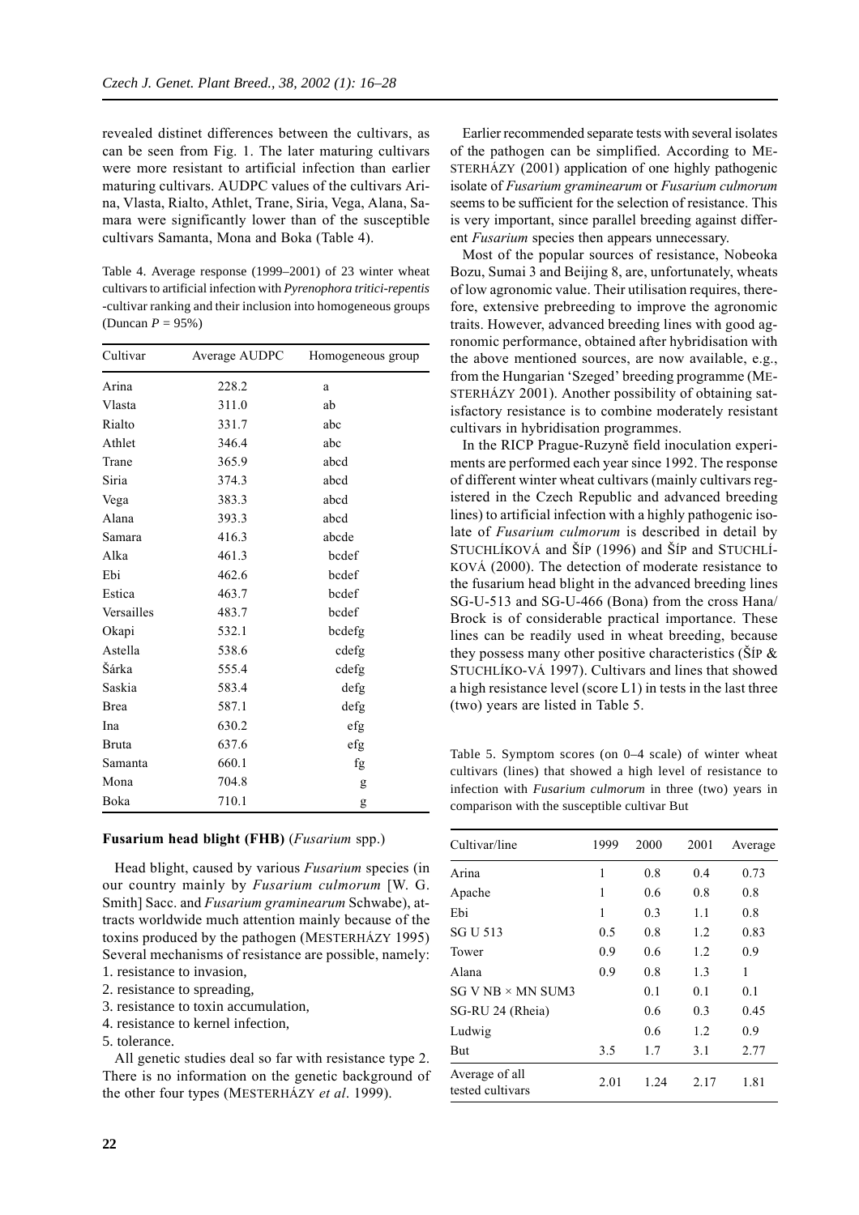revealed distinet differences between the cultivars, as can be seen from Fig. 1. The later maturing cultivars were more resistant to artificial infection than earlier maturing cultivars. AUDPC values of the cultivars Arina, Vlasta, Rialto, Athlet, Trane, Siria, Vega, Alana, Samara were significantly lower than of the susceptible cultivars Samanta, Mona and Boka (Table 4).

Table 4. Average response (1999–2001) of 23 winter wheat cultivars to artificial infection with *Pyrenophora tritici-repentis* -cultivar ranking and their inclusion into homogeneous groups (Duncan $P$ = 95%)

| Cultivar | Average AUDPC | Homogeneous group |
|---|---|---|
| Arina | 228.2 | a |
| Vlasta | 311.0 | ab |
| Rialto | 331.7 | abc |
| Athlet | 346.4 | abc |
| Trane | 365.9 | abcd |
| Siria | 374.3 | abcd |
| Vega | 383.3 | abcd |
| Alana | 393.3 | abcd |
| Samara | 416.3 | abcde |
| Alka | 461.3 | bcdef |
| Ebi | 462.6 | bcdef |
| Estica | 463.7 | bcdef |
| Versailles | 483.7 | bcdef |
| Okapi | 532.1 | bcdefg |
| Astella | 538.6 | cdefg |
| Šárka | 555.4 | cdefg |
| Saskia | 583.4 | defg |
| Brea | 587.1 | defg |
| Ina | 630.2 | efg |
| Bruta | 637.6 | efg |
| Samanta | 660.1 | fg |
| Mona | 704.8 | g |
| Boka | 710.1 | g |

**Fusarium head blight (FHB)** (*Fusarium* spp.)

Head blight, caused by various *Fusarium* species (in our country mainly by *Fusarium culmorum* [W. G. Smith] Sacc. and *Fusarium graminearum* Schwabe), attracts worldwide much attention mainly because of the toxins produced by the pathogen (MESTERHÁZY 1995) Several mechanisms of resistance are possible, namely:

1. resistance to invasion,
2. resistance to spreading,
3. resistance to toxin accumulation,
4. resistance to kernel infection,
5. tolerance.

All genetic studies deal so far with resistance type 2. There is no information on the genetic background of the other four types (MESTERHÁZY *et al*. 1999).

Earlier recommended separate tests with several isolates of the pathogen can be simplified. According to MESTERHÁZY (2001) application of one highly pathogenic isolate of *Fusarium graminearum* or *Fusarium culmorum* seems to be sufficient for the selection of resistance. This is very important, since parallel breeding against different *Fusarium* species then appears unnecessary.

Most of the popular sources of resistance, Nobeoka Bozu, Sumai 3 and Beijing 8, are, unfortunately, wheats of low agronomic value. Their utilisation requires, therefore, extensive prebreeding to improve the agronomic traits. However, advanced breeding lines with good agronomic performance, obtained after hybridisation with the above mentioned sources, are now available, e.g., from the Hungarian 'Szeged' breeding programme (MESTERHÁZY 2001). Another possibility of obtaining satisfactory resistance is to combine moderately resistant cultivars in hybridisation programmes.

In the RICP Prague-Ruzyně field inoculation experiments are performed each year since 1992. The response of different winter wheat cultivars (mainly cultivars registered in the Czech Republic and advanced breeding lines) to artificial infection with a highly pathogenic isolate of *Fusarium culmorum* is described in detail by STUCHLÍKOVÁ and ŠÍP (1996) and ŠÍP and STUCHLÍKOVÁ (2000). The detection of moderate resistance to the fusarium head blight in the advanced breeding lines SG-U-513 and SG-U-466 (Bona) from the cross Hana/Brock is of considerable practical importance. These lines can be readily used in wheat breeding, because they possess many other positive characteristics (ŠÍP & STUCHLÍKO-VÁ 1997). Cultivars and lines that showed a high resistance level (score L1) in tests in the last three (two) years are listed in Table 5.

Table 5. Symptom scores (on 0–4 scale) of winter wheat cultivars (lines) that showed a high level of resistance to infection with *Fusarium culmorum* in three (two) years in comparison with the susceptible cultivar But

| Cultivar/line | 1999 | 2000 | 2001 | Average |
|---|---|---|---|---|
| Arina | 1 | 0.8 | 0.4 | 0.73 |
| Apache | 1 | 0.6 | 0.8 | 0.8 |
| Ebi | 1 | 0.3 | 1.1 | 0.8 |
| SG U 513 | 0.5 | 0.8 | 1.2 | 0.83 |
| Tower | 0.9 | 0.6 | 1.2 | 0.9 |
| Alana | 0.9 | 0.8 | 1.3 | 1 |
| SG V NB × MN SUM3 | | 0.1 | 0.1 | 0.1 |
| SG-RU 24 (Rheia) | | 0.6 | 0.3 | 0.45 |
| Ludwig | | 0.6 | 1.2 | 0.9 |
| But | 3.5 | 1.7 | 3.1 | 2.77 |
| Average of all tested cultivars | 2.01 | 1.24 | 2.17 | 1.81 |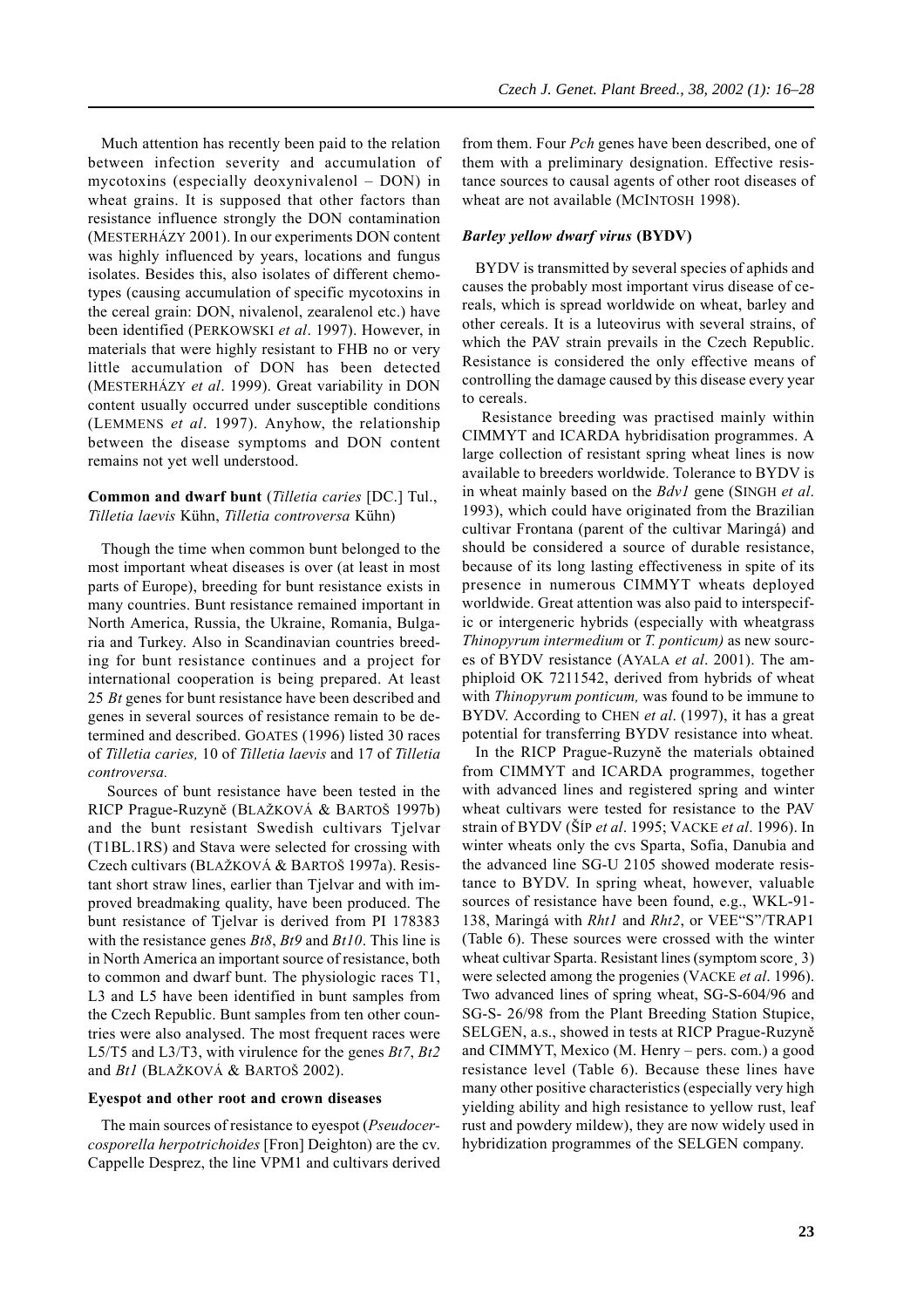Much attention has recently been paid to the relation between infection severity and accumulation of mycotoxins (especially deoxynivalenol – DON) in wheat grains. It is supposed that other factors than resistance influence strongly the DON contamination (MESTERHÁZY 2001). In our experiments DON content was highly influenced by years, locations and fungus isolates. Besides this, also isolates of different chemotypes (causing accumulation of specific mycotoxins in the cereal grain: DON, nivalenol, zearalenol etc.) have been identified (PERKOWSKI *et al*. 1997). However, in materials that were highly resistant to FHB no or very little accumulation of DON has been detected (MESTERHÁZY *et al*. 1999). Great variability in DON content usually occurred under susceptible conditions (LEMMENS *et al*. 1997). Anyhow, the relationship between the disease symptoms and DON content remains not yet well understood.

### Common and dwarf bunt (*Tilletia caries* [DC.] Tul., *Tilletia laevis* Kühn, *Tilletia controversa* Kühn)

Though the time when common bunt belonged to the most important wheat diseases is over (at least in most parts of Europe), breeding for bunt resistance exists in many countries. Bunt resistance remained important in North America, Russia, the Ukraine, Romania, Bulgaria and Turkey. Also in Scandinavian countries breeding for bunt resistance continues and a project for international cooperation is being prepared. At least 25 *Bt* genes for bunt resistance have been described and genes in several sources of resistance remain to be determined and described. GOATES (1996) listed 30 races of *Tilletia caries,* 10 of *Tilletia laevis* and 17 of *Tilletia controversa.*

Sources of bunt resistance have been tested in the RICP Prague-Ruzyně (BLAŽKOVÁ & BARTOŠ 1997b) and the bunt resistant Swedish cultivars Tjelvar (T1BL.1RS) and Stava were selected for crossing with Czech cultivars (BLAŽKOVÁ & BARTOŠ 1997a). Resistant short straw lines, earlier than Tjelvar and with improved breadmaking quality, have been produced. The bunt resistance of Tjelvar is derived from PI 178383 with the resistance genes *Bt8*, *Bt9* and *Bt10*. This line is in North America an important source of resistance, both to common and dwarf bunt. The physiologic races T1, L3 and L5 have been identified in bunt samples from the Czech Republic. Bunt samples from ten other countries were also analysed. The most frequent races were L5/T5 and L3/T3, with virulence for the genes *Bt7*, *Bt2* and *Bt1* (BLAŽKOVÁ & BARTOŠ 2002).

### Eyespot and other root and crown diseases

The main sources of resistance to eyespot (*Pseudocercosporella herpotrichoides* [Fron] Deighton) are the cv. Cappelle Desprez, the line VPM1 and cultivars derived from them. Four *Pch* genes have been described, one of them with a preliminary designation. Effective resistance sources to causal agents of other root diseases of wheat are not available (MCINTOSH 1998).

### *Barley yellow dwarf virus* (BYDV)

BYDV is transmitted by several species of aphids and causes the probably most important virus disease of cereals, which is spread worldwide on wheat, barley and other cereals. It is a luteovirus with several strains, of which the PAV strain prevails in the Czech Republic. Resistance is considered the only effective means of controlling the damage caused by this disease every year to cereals.

Resistance breeding was practised mainly within CIMMYT and ICARDA hybridisation programmes. A large collection of resistant spring wheat lines is now available to breeders worldwide. Tolerance to BYDV is in wheat mainly based on the *Bdv1* gene (SINGH *et al*. 1993), which could have originated from the Brazilian cultivar Frontana (parent of the cultivar Maringá) and should be considered a source of durable resistance, because of its long lasting effectiveness in spite of its presence in numerous CIMMYT wheats deployed worldwide. Great attention was also paid to interspecific or intergeneric hybrids (especially with wheatgrass *Thinopyrum intermedium* or *T. ponticum)* as new sources of BYDV resistance (AYALA *et al*. 2001). The amphiploid OK 7211542, derived from hybrids of wheat with *Thinopyrum ponticum,* was found to be immune to BYDV. According to CHEN *et al*. (1997), it has a great potential for transferring BYDV resistance into wheat.

In the RICP Prague-Ruzyně the materials obtained from CIMMYT and ICARDA programmes, together with advanced lines and registered spring and winter wheat cultivars were tested for resistance to the PAV strain of BYDV (ŠÍP *et al*. 1995; VACKE *et al*. 1996). In winter wheats only the cvs Sparta, Sofia, Danubia and the advanced line SG-U 2105 showed moderate resistance to BYDV. In spring wheat, however, valuable sources of resistance have been found, e.g., WKL-91-138, Maringá with *Rht1* and *Rht2*, or VEE"S"/TRAP1 (Table 6). These sources were crossed with the winter wheat cultivar Sparta. Resistant lines (symptom score¸ 3) were selected among the progenies (VACKE *et al*. 1996). Two advanced lines of spring wheat, SG-S-604/96 and SG-S- 26/98 from the Plant Breeding Station Stupice, SELGEN, a.s., showed in tests at RICP Prague-Ruzyně and CIMMYT, Mexico (M. Henry – pers. com.) a good resistance level (Table 6). Because these lines have many other positive characteristics (especially very high yielding ability and high resistance to yellow rust, leaf rust and powdery mildew), they are now widely used in hybridization programmes of the SELGEN company.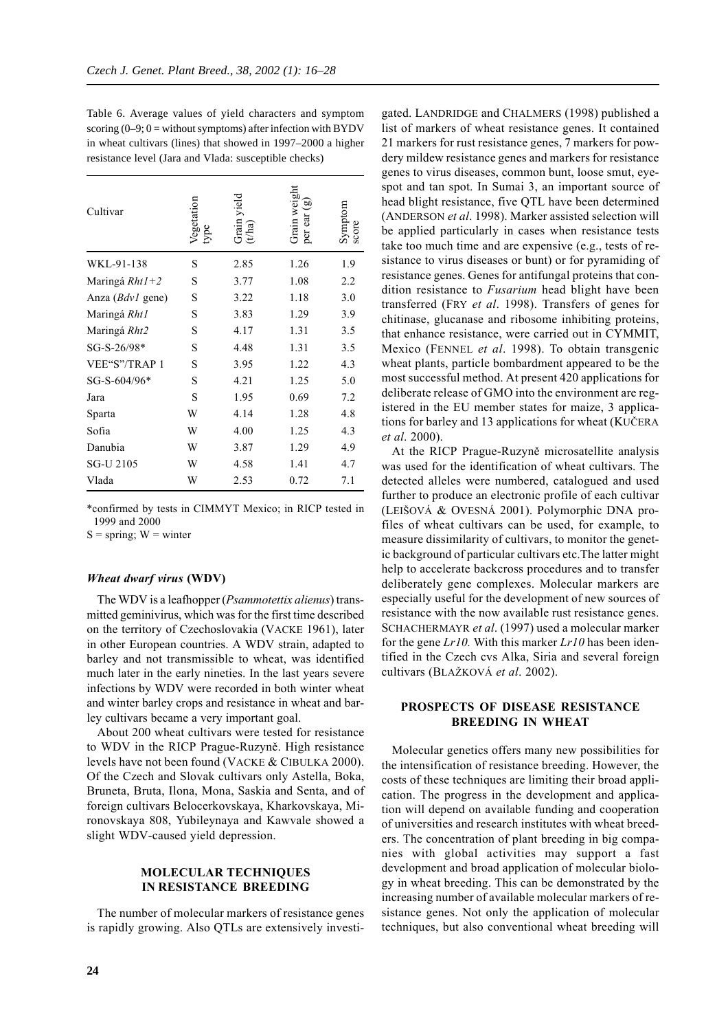Table 6. Average values of yield characters and symptom scoring (0–9; 0 = without symptoms) after infection with BYDV in wheat cultivars (lines) that showed in 1997–2000 a higher resistance level (Jara and Vlada: susceptible checks)

| Cultivar | Vegetation type | Grain yield (t/ha) | Grain weight per ear (g) | Symptom score |
|---|---|---|---|---|
| WKL-91-138 | S | 2.85 | 1.26 | 1.9 |
| Maringá *Rht1+2* | S | 3.77 | 1.08 | 2.2 |
| Anza (*Bdv1* gene) | S | 3.22 | 1.18 | 3.0 |
| Maringá *Rht1* | S | 3.83 | 1.29 | 3.9 |
| Maringá *Rht2* | S | 4.17 | 1.31 | 3.5 |
| SG-S-26/98* | S | 4.48 | 1.31 | 3.5 |
| VEE"S"/TRAP 1 | S | 3.95 | 1.22 | 4.3 |
| SG-S-604/96* | S | 4.21 | 1.25 | 5.0 |
| Jara | S | 1.95 | 0.69 | 7.2 |
| Sparta | W | 4.14 | 1.28 | 4.8 |
| Sofia | W | 4.00 | 1.25 | 4.3 |
| Danubia | W | 3.87 | 1.29 | 4.9 |
| SG-U 2105 | W | 4.58 | 1.41 | 4.7 |
| Vlada | W | 2.53 | 0.72 | 7.1 |

*confirmed by tests in CIMMYT Mexico; in RICP tested in 1999 and 2000

S = spring; W = winter

### *Wheat dwarf virus* (WDV)

The WDV is a leafhopper (*Psammotettix alienus*) transmitted geminivirus, which was for the first time described on the territory of Czechoslovakia (VACKE 1961), later in other European countries. A WDV strain, adapted to barley and not transmissible to wheat, was identified much later in the early nineties. In the last years severe infections by WDV were recorded in both winter wheat and winter barley crops and resistance in wheat and barley cultivars became a very important goal.

About 200 wheat cultivars were tested for resistance to WDV in the RICP Prague-Ruzyně. High resistance levels have not been found (VACKE & CIBULKA 2000). Of the Czech and Slovak cultivars only Astella, Boka, Bruneta, Bruta, Ilona, Mona, Saskia and Senta, and of foreign cultivars Belocerkovskaya, Kharkovskaya, Mironovskaya 808, Yubileynaya and Kawvale showed a slight WDV-caused yield depression.

## MOLECULAR TECHNIQUES IN RESISTANCE BREEDING

The number of molecular markers of resistance genes is rapidly growing. Also QTLs are extensively investigated. LANDRIDGE and CHALMERS (1998) published a list of markers of wheat resistance genes. It contained 21 markers for rust resistance genes, 7 markers for powdery mildew resistance genes and markers for resistance genes to virus diseases, common bunt, loose smut, eyespot and tan spot. In Sumai 3, an important source of head blight resistance, five QTL have been determined (ANDERSON *et al*. 1998). Marker assisted selection will be applied particularly in cases when resistance tests take too much time and are expensive (e.g., tests of resistance to virus diseases or bunt) or for pyramiding of resistance genes. Genes for antifungal proteins that condition resistance to *Fusarium* head blight have been transferred (FRY *et al*. 1998). Transfers of genes for chitinase, glucanase and ribosome inhibiting proteins, that enhance resistance, were carried out in CYMMIT, Mexico (FENNEL *et al*. 1998). To obtain transgenic wheat plants, particle bombardment appeared to be the most successful method. At present 420 applications for deliberate release of GMO into the environment are registered in the EU member states for maize, 3 applications for barley and 13 applications for wheat (KUČERA *et al*. 2000).

At the RICP Prague-Ruzyně microsatellite analysis was used for the identification of wheat cultivars. The detected alleles were numbered, catalogued and used further to produce an electronic profile of each cultivar (LEIŠOVÁ & OVESNÁ 2001). Polymorphic DNA profiles of wheat cultivars can be used, for example, to measure dissimilarity of cultivars, to monitor the genetic background of particular cultivars etc.The latter might help to accelerate backcross procedures and to transfer deliberately gene complexes. Molecular markers are especially useful for the development of new sources of resistance with the now available rust resistance genes. SCHACHERMAYR *et al*. (1997) used a molecular marker for the gene *Lr10.* With this marker *Lr10* has been identified in the Czech cvs Alka, Siria and several foreign cultivars (BLAŽKOVÁ *et al*. 2002).

## PROSPECTS OF DISEASE RESISTANCE BREEDING IN WHEAT

Molecular genetics offers many new possibilities for the intensification of resistance breeding. However, the costs of these techniques are limiting their broad application. The progress in the development and application will depend on available funding and cooperation of universities and research institutes with wheat breeders. The concentration of plant breeding in big companies with global activities may support a fast development and broad application of molecular biology in wheat breeding. This can be demonstrated by the increasing number of available molecular markers of resistance genes. Not only the application of molecular techniques, but also conventional wheat breeding will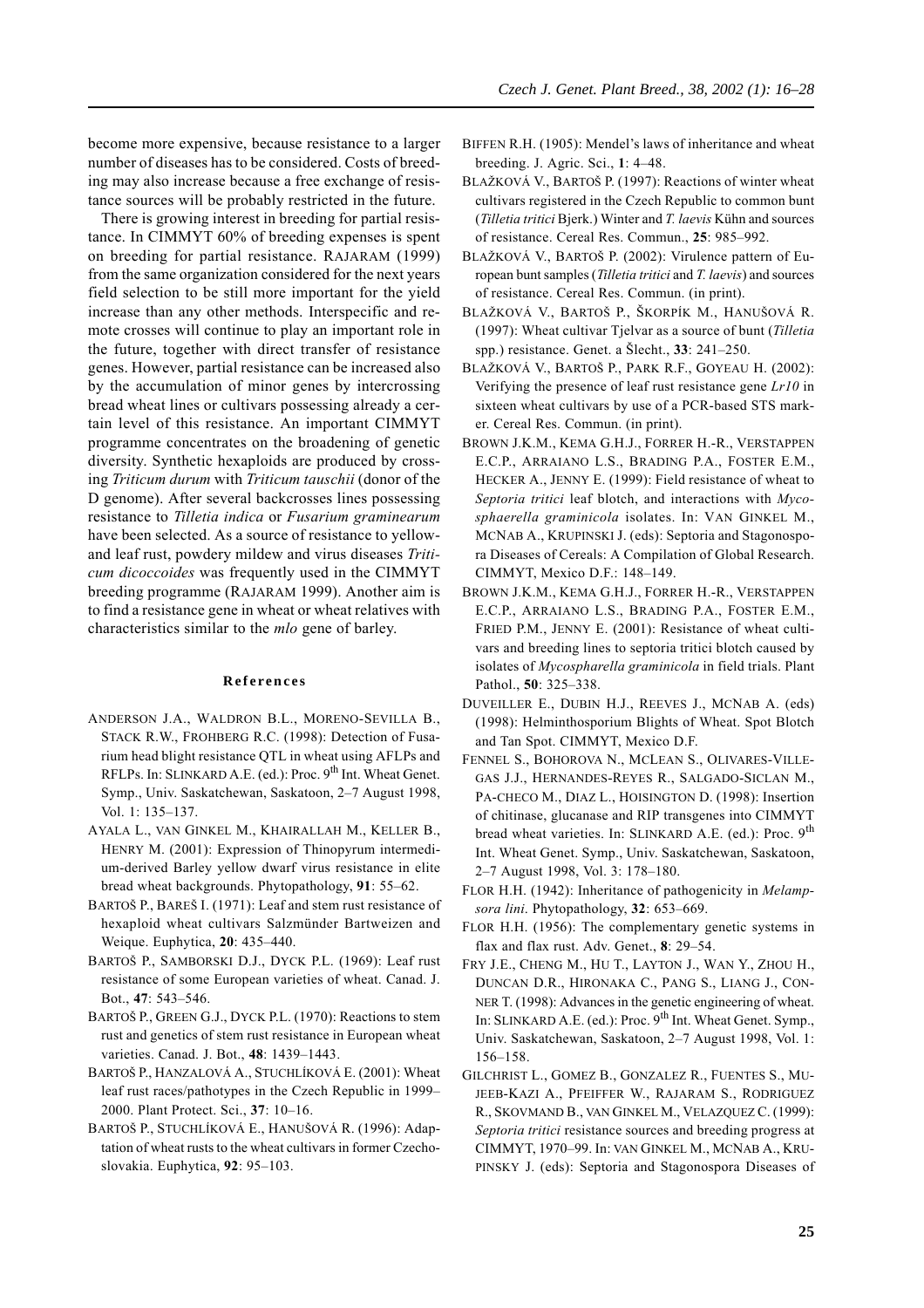become more expensive, because resistance to a larger number of diseases has to be considered. Costs of breeding may also increase because a free exchange of resistance sources will be probably restricted in the future.

There is growing interest in breeding for partial resistance. In CIMMYT 60% of breeding expenses is spent on breeding for partial resistance. RAJARAM (1999) from the same organization considered for the next years field selection to be still more important for the yield increase than any other methods. Interspecific and remote crosses will continue to play an important role in the future, together with direct transfer of resistance genes. However, partial resistance can be increased also by the accumulation of minor genes by intercrossing bread wheat lines or cultivars possessing already a certain level of this resistance. An important CIMMYT programme concentrates on the broadening of genetic diversity. Synthetic hexaploids are produced by crossing *Triticum durum* with *Triticum tauschii* (donor of the D genome). After several backcrosses lines possessing resistance to *Tilletia indica* or *Fusarium graminearum* have been selected. As a source of resistance to yellow- and leaf rust, powdery mildew and virus diseases *Triticum dicoccoides* was frequently used in the CIMMYT breeding programme (RAJARAM 1999). Another aim is to find a resistance gene in wheat or wheat relatives with characteristics similar to the *mlo* gene of barley.

## References

ANDERSON J.A., WALDRON B.L., MORENO-SEVILLA B., STACK R.W., FROHBERG R.C. (1998): Detection of Fusarium head blight resistance QTL in wheat using AFLPs and RFLPs. In: SLINKARD A.E. (ed.): Proc. 9th Int. Wheat Genet. Symp., Univ. Saskatchewan, Saskatoon, 2–7 August 1998, Vol. 1: 135–137.

AYALA L., VAN GINKEL M., KHAIRALLAH M., KELLER B., HENRY M. (2001): Expression of Thinopyrum intermedium-derived Barley yellow dwarf virus resistance in elite bread wheat backgrounds. Phytopathology, **91**: 55–62.

BARTOŠ P., BAREŠ I. (1971): Leaf and stem rust resistance of hexaploid wheat cultivars Salzmünder Bartweizen and Weique. Euphytica, **20**: 435–440.

BARTOŠ P., SAMBORSKI D.J., DYCK P.L. (1969): Leaf rust resistance of some European varieties of wheat. Canad. J. Bot., **47**: 543–546.

BARTOŠ P., GREEN G.J., DYCK P.L. (1970): Reactions to stem rust and genetics of stem rust resistance in European wheat varieties. Canad. J. Bot., **48**: 1439–1443.

BARTOŠ P., HANZALOVÁ A., STUCHLÍKOVÁ E. (2001): Wheat leaf rust races/pathotypes in the Czech Republic in 1999–2000. Plant Protect. Sci., **37**: 10–16.

BARTOŠ P., STUCHLÍKOVÁ E., HANUŠOVÁ R. (1996): Adaptation of wheat rusts to the wheat cultivars in former Czechoslovakia. Euphytica, **92**: 95–103.

BIFFEN R.H. (1905): Mendel's laws of inheritance and wheat breeding. J. Agric. Sci., **1**: 4–48.

BLAŽKOVÁ V., BARTOŠ P. (1997): Reactions of winter wheat cultivars registered in the Czech Republic to common bunt (*Tilletia tritici* Bjerk.) Winter and *T. laevis* Kühn and sources of resistance. Cereal Res. Commun., **25**: 985–992.

BLAŽKOVÁ V., BARTOŠ P. (2002): Virulence pattern of European bunt samples (*Tilletia tritici* and *T. laevis*) and sources of resistance. Cereal Res. Commun. (in print).

BLAŽKOVÁ V., BARTOŠ P., ŠKORPÍK M., HANUŠOVÁ R. (1997): Wheat cultivar Tjelvar as a source of bunt (*Tilletia* spp.) resistance. Genet. a Šlecht., **33**: 241–250.

BLAŽKOVÁ V., BARTOŠ P., PARK R.F., GOYEAU H. (2002): Verifying the presence of leaf rust resistance gene *Lr10* in sixteen wheat cultivars by use of a PCR-based STS marker. Cereal Res. Commun. (in print).

BROWN J.K.M., KEMA G.H.J., FORRER H.-R., VERSTAPPEN E.C.P., ARRAIANO L.S., BRADING P.A., FOSTER E.M., HECKER A., JENNY E. (1999): Field resistance of wheat to *Septoria tritici* leaf blotch, and interactions with *Mycosphaerella graminicola* isolates. In: VAN GINKEL M., MCNAB A., KRUPINSKI J. (eds): Septoria and Stagonospora Diseases of Cereals: A Compilation of Global Research. CIMMYT, Mexico D.F.: 148–149.

BROWN J.K.M., KEMA G.H.J., FORRER H.-R., VERSTAPPEN E.C.P., ARRAIANO L.S., BRADING P.A., FOSTER E.M., FRIED P.M., JENNY E. (2001): Resistance of wheat cultivars and breeding lines to septoria tritici blotch caused by isolates of *Mycosphaerella graminicola* in field trials. Plant Pathol., **50**: 325–338.

DUVEILLER E., DUBIN H.J., REEVES J., MCNAB A. (eds) (1998): Helminthosporium Blights of Wheat. Spot Blotch and Tan Spot. CIMMYT, Mexico D.F.

FENNEL S., BOHOROVA N., MCLEAN S., OLIVARES-VILLEGAS J.J., HERNANDES-REYES R., SALGADO-SICLAN M., PA-CHECO M., DIAZ L., HOISINGTON D. (1998): Insertion of chitinase, glucanase and RIP transgenes into CIMMYT bread wheat varieties. In: SLINKARD A.E. (ed.): Proc. 9th Int. Wheat Genet. Symp., Univ. Saskatchewan, Saskatoon, 2–7 August 1998, Vol. 3: 178–180.

FLOR H.H. (1942): Inheritance of pathogenicity in *Melampsora lini*. Phytopathology, **32**: 653–669.

FLOR H.H. (1956): The complementary genetic systems in flax and flax rust. Adv. Genet., **8**: 29–54.

FRY J.E., CHENG M., HU T., LAYTON J., WAN Y., ZHOU H., DUNCAN D.R., HIRONAKA C., PANG S., LIANG J., CONNER T. (1998): Advances in the genetic engineering of wheat. In: SLINKARD A.E. (ed.): Proc. 9th Int. Wheat Genet. Symp., Univ. Saskatchewan, Saskatoon, 2–7 August 1998, Vol. 1: 156–158.

GILCHRIST L., GOMEZ B., GONZALEZ R., FUENTES S., MUJEEB-KAZI A., PFEIFFER W., RAJARAM S., RODRIGUEZ R., SKOVMAND B., VAN GINKEL M., VELAZQUEZ C. (1999): *Septoria tritici* resistance sources and breeding progress at CIMMYT, 1970–99. In: VAN GINKEL M., MCNAB A., KRUPINSKY J. (eds): Septoria and Stagonospora Diseases of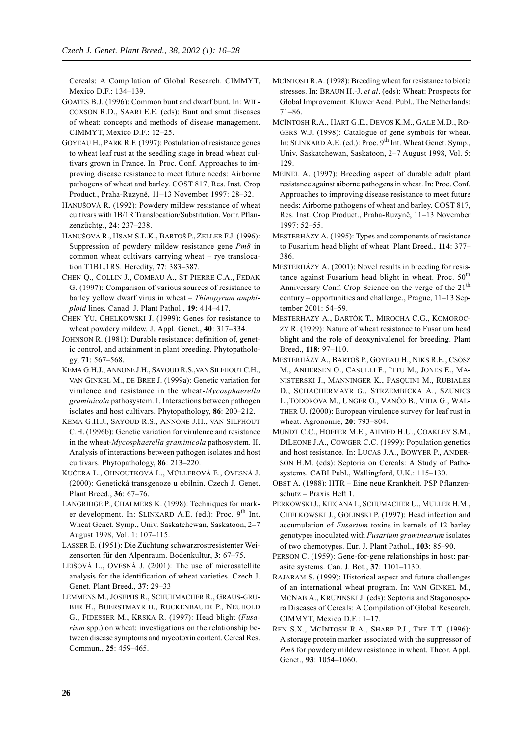Cereals: A Compilation of Global Research. CIMMYT, Mexico D.F.: 134–139.

GOATES B.J. (1996): Common bunt and dwarf bunt. In: WILCOXSON R.D., SAARI E.E. (eds): Bunt and smut diseases of wheat: concepts and methods of disease management. CIMMYT, Mexico D.F.: 12–25.

GOYEAU H., PARK R.F. (1997): Postulation of resistance genes to wheat leaf rust at the seedling stage in bread wheat cultivars grown in France. In: Proc. Conf. Approaches to improving disease resistance to meet future needs: Airborne pathogens of wheat and barley. COST 817, Res. Inst. Crop Product., Praha-Ruzyně, 11–13 November 1997: 28–32.

HANUŠOVÁ R. (1992): Powdery mildew resistance of wheat cultivars with 1B/1R Translocation/Substitution. Vortr. Pflanzenzüchtg., **24**: 237–238.

HANUŠOVÁ R., HSAM S.L.K., BARTOŠ P., ZELLER F.J. (1996): Suppression of powdery mildew resistance gene *Pm8* in common wheat cultivars carrying wheat – rye translocation T1BL.1RS. Heredity, **77**: 383–387.

CHEN Q., COLLIN J., COMEAU A., ST PIERRE C.A., FEDAK G. (1997): Comparison of various sources of resistance to barley yellow dwarf virus in wheat – *Thinopyrum amphiploid* lines. Canad. J. Plant Pathol., **19**: 414–417.

CHEN YU, CHELKOWSKI J. (1999): Genes for resistance to wheat powdery mildew. J. Appl. Genet., **40**: 317–334.

JOHNSON R. (1981): Durable resistance: definition of, genetic control, and attainment in plant breeding. Phytopathology, **71**: 567–568.

KEMA G.H.J., ANNONE J.H., SAYOUD R.S., VAN SILFHOUT C.H., VAN GINKEL M., DE BREE J. (1999a): Genetic variation for virulence and resistance in the wheat-*Mycosphaerella graminicola* pathosystem. I. Interactions between pathogen isolates and host cultivars. Phytopathology, **86**: 200–212.

KEMA G.H.J., SAYOUD R.S., ANNONE J.H., VAN SILFHOUT C.H. (1996b): Genetic variation for virulence and resistance in the wheat-*Mycosphaerella graminicola* pathosystem. II. Analysis of interactions between pathogen isolates and host cultivars. Phytopathology, **86**: 213–220.

KUČERA L., OHNOUTKOVÁ L., MÜLLEROVÁ E., OVESNÁ J. (2000): Genetická transgenoze u obilnin. Czech J. Genet. Plant Breed., **36**: 67–76.

LANGRIDGE P., CHALMERS K. (1998): Techniques for marker development. In: SLINKARD A.E. (ed.): Proc. 9[th] Int. Wheat Genet. Symp., Univ. Saskatchewan, Saskatoon, 2–7 August 1998, Vol. 1: 107–115.

LASSER E. (1951): Die Züchtung schwarzrostresistenter Weizensorten fűr den Alpenraum. Bodenkultur, **3**: 67–75.

LEIŠOVÁ L., OVESNÁ J. (2001): The use of microsatellite analysis for the identification of wheat varieties. Czech J. Genet. Plant Breed., **37**: 29–33

LEMMENS M., JOSEPHS R., SCHUHMACHER R., GRAUS-GRUBER H., BUERSTMAYR H., RUCKENBAUER P., NEUHOLD G., FIDESSER M., KRSKA R. (1997): Head blight (*Fusarium* spp.) on wheat: investigations on the relationship between disease symptoms and mycotoxin content. Cereal Res. Commun., **25**: 459–465.

MCINTOSH R.A. (1998): Breeding wheat for resistance to biotic stresses. In: BRAUN H.-J. *et al*. (eds): Wheat: Prospects for Global Improvement. Kluwer Acad. Publ., The Netherlands: 71–86.

MCINTOSH R.A., HART G.E., DEVOS K.M., GALE M.D., ROGERS W.J. (1998): Catalogue of gene symbols for wheat. In: SLINKARD A.E. (ed.): Proc. 9[th] Int. Wheat Genet. Symp., Univ. Saskatchewan, Saskatoon, 2–7 August 1998, Vol. 5: 129.

MEINEL A. (1997): Breeding aspect of durable adult plant resistance against aiborne pathogens in wheat. In: Proc. Conf. Approaches to improving disease resistance to meet future needs: Airborne pathogens of wheat and barley. COST 817, Res. Inst. Crop Product., Praha-Ruzyně, 11–13 November 1997: 52–55.

MESTERHÁZY A. (1995): Types and components of resistance to Fusarium head blight of wheat. Plant Breed., **114**: 377–386.

MESTERHÁZY A. (2001): Novel results in breeding for resistance against Fusarium head blight in wheat. Proc. 50[th] Anniversary Conf. Crop Science on the verge of the 21[th] century – opportunities and challenge., Prague, 11–13 September 2001: 54–59.

MESTERHÁZY A., BARTÓK T., MIROCHA C.G., KOMORÓCZY R. (1999): Nature of wheat resistance to Fusarium head blight and the role of deoxynivalenol for breeding. Plant Breed., **118**: 97–110.

MESTERHÁZY A., BARTOŠ P., GOYEAU H., NIKS R.E., CSÖSZ M., ANDERSEN O., CASULLI F., ITTU M., JONES E., MANISTERSKI J., MANNINGER K., PASQUINI M., RUBIALES D., SCHACHERMAYR G., STRZEMBICKA A., SZUNICS L.,TODOROVA M., UNGER O., VANČO B., VIDA G., WALTHER U. (2000): European virulence survey for leaf rust in wheat. Agronomie, **20**: 793–804.

MUNDT C.C., HOFFER M.E., AHMED H.U., COAKLEY S.M., DILEONE J.A., COWGER C.C. (1999): Population genetics and host resistance. In: LUCAS J.A., BOWYER P., ANDERSON H.M. (eds): Septoria on Cereals: A Study of Pathosystems. CABI Publ., Wallingford, U.K.: 115–130.

OBST A. (1988): HTR – Eine neue Krankheit. PSP Pflanzenschutz – Praxis Heft 1.

PERKOWSKI J., KIECANA I., SCHUMACHER U., MULLER H.M., CHELKOWSKI J., GOLINSKI P. (1997): Head infection and accumulation of *Fusarium* toxins in kernels of 12 barley genotypes inoculated with *Fusarium graminearum* isolates of two chemotypes. Eur. J. Plant Pathol., **103**: 85–90.

PERSON C. (1959): Gene-for-gene relationships in host: parasite systems. Can. J. Bot., **37**: 1101–1130.

RAJARAM S. (1999): Historical aspect and future challenges of an international wheat program. In: VAN GINKEL M., MCNAB A., KRUPINSKI J. (eds): Septoria and Stagonospora Diseases of Cereals: A Compilation of Global Research. CIMMYT, Mexico D.F.: 1–17.

REN S.X., MCINTOSH R.A., SHARP P.J., THE T.T. (1996): A storage protein marker associated with the suppressor of *Pm8* for powdery mildew resistance in wheat. Theor. Appl. Genet., **93**: 1054–1060.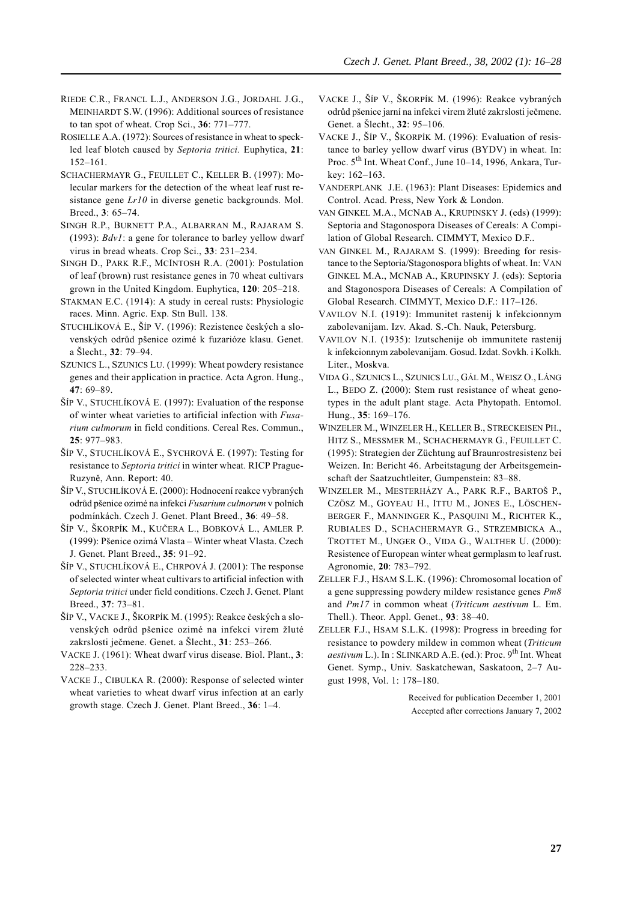RIEDE C.R., FRANCL L.J., ANDERSON J.G., JORDAHL J.G., MEINHARDT S.W. (1996): Additional sources of resistance to tan spot of wheat. Crop Sci., **36**: 771–777.

ROSIELLE A.A. (1972): Sources of resistance in wheat to speckled leaf blotch caused by *Septoria tritici.* Euphytica, **21**: 152–161.

SCHACHERMAYR G., FEUILLET C., KELLER B. (1997): Molecular markers for the detection of the wheat leaf rust resistance gene *Lr10* in diverse genetic backgrounds. Mol. Breed., **3**: 65–74.

SINGH R.P., BURNETT P.A., ALBARRAN M., RAJARAM S. (1993): *Bdv1*: a gene for tolerance to barley yellow dwarf virus in bread wheats. Crop Sci., **33**: 231–234.

SINGH D., PARK R.F., MCINTOSH R.A. (2001): Postulation of leaf (brown) rust resistance genes in 70 wheat cultivars grown in the United Kingdom. Euphytica, **120**: 205–218.

STAKMAN E.C. (1914): A study in cereal rusts: Physiologic races. Minn. Agric. Exp. Stn Bull. 138.

STUCHLÍKOVÁ E., ŠÍP V. (1996): Rezistence českých a slovenských odrůd pšenice ozimé k fuzarióze klasu. Genet. a Šlecht., **32**: 79–94.

SZUNICS L., SZUNICS LU. (1999): Wheat powdery resistance genes and their application in practice. Acta Agron. Hung., **47**: 69–89.

ŠÍP V., STUCHLÍKOVÁ E. (1997): Evaluation of the response of winter wheat varieties to artificial infection with *Fusarium culmorum* in field conditions. Cereal Res. Commun., **25**: 977–983.

ŠÍP V., STUCHLÍKOVÁ E., SYCHROVÁ E. (1997): Testing for resistance to *Septoria tritici* in winter wheat. RICP Prague-Ruzyně, Ann. Report: 40.

ŠÍP V., STUCHLÍKOVÁ E. (2000): Hodnocení reakce vybraných odrůd pšenice ozimé na infekci *Fusarium culmorum* v polních podmínkách. Czech J. Genet. Plant Breed., **36**: 49–58.

ŠÍP V., ŠKORPÍK M., KUČERA L., BOBKOVÁ L., AMLER P. (1999): Pšenice ozimá Vlasta – Winter wheat Vlasta. Czech J. Genet. Plant Breed., **35**: 91–92.

ŠÍP V., STUCHLÍKOVÁ E., CHRPOVÁ J. (2001): The response of selected winter wheat cultivars to artificial infection with *Septoria tritici* under field conditions. Czech J. Genet. Plant Breed., **37**: 73–81.

ŠÍP V., VACKE J., ŠKORPÍK M. (1995): Reakce českých a slovenských odrůd pšenice ozimé na infekci virem žluté zakrslosti ječmene. Genet. a Šlecht., **31**: 253–266.

VACKE J. (1961): Wheat dwarf virus disease. Biol. Plant., **3**: 228–233.

VACKE J., CIBULKA R. (2000): Response of selected winter wheat varieties to wheat dwarf virus infection at an early growth stage. Czech J. Genet. Plant Breed., **36**: 1–4.

VACKE J., ŠÍP V., ŠKORPÍK M. (1996): Reakce vybraných odrůd pšenice jarní na infekci virem žluté zakrslosti ječmene. Genet. a Šlecht., **32**: 95–106.

VACKE J., ŠÍP V., ŠKORPÍK M. (1996): Evaluation of resistance to barley yellow dwarf virus (BYDV) in wheat. In: Proc. 5th Int. Wheat Conf., June 10–14, 1996, Ankara, Turkey: 162–163.

VANDERPLANK J.E. (1963): Plant Diseases: Epidemics and Control. Acad. Press, New York & London.

VAN GINKEL M.A., MCNAB A., KRUPINSKY J. (eds) (1999): Septoria and Stagonospora Diseases of Cereals: A Compilation of Global Research. CIMMYT, Mexico D.F..

VAN GINKEL M., RAJARAM S. (1999): Breeding for resistance to the Septoria/Stagonospora blights of wheat. In: VAN GINKEL M.A., MCNAB A., KRUPINSKY J. (eds): Septoria and Stagonospora Diseases of Cereals: A Compilation of Global Research. CIMMYT, Mexico D.F.: 117–126.

VAVILOV N.I. (1919): Immunitet rastenij k infekcionnym zabolevanijam. Izv. Akad. S.-Ch. Nauk, Petersburg.

VAVILOV N.I. (1935): Izutschenije ob immunitete rastenij k infekcionnym zabolevanijam. Gosud. Izdat. Sovkh. i Kolkh. Liter., Moskva.

VIDA G., SZUNICS L., SZUNICS LU., GÁL M., WEISZ O., LÁNG L., BEDO Z. (2000): Stem rust resistance of wheat genotypes in the adult plant stage. Acta Phytopath. Entomol. Hung., **35**: 169–176.

WINZELER M., WINZELER H., KELLER B., STRECKEISEN PH., HITZ S., MESSMER M., SCHACHERMAYR G., FEUILLET C. (1995): Strategien der Züchtung auf Braunrostresistenz bei Weizen. In: Bericht 46. Arbeitstagung der Arbeitsgemeinschaft der Saatzuchtleiter, Gumpenstein: 83–88.

WINZELER M., MESTERHÁZY A., PARK R.F., BARTOŠ P., CZÖSZ M., GOYEAU H., ITTU M., JONES E., LÖSCHENBERGER F., MANNINGER K., PASQUINI M., RICHTER K., RUBIALES D., SCHACHERMAYR G., STRZEMBICKA A., TROTTET M., UNGER O., VIDA G., WALTHER U. (2000): Resistence of European winter wheat germplasm to leaf rust. Agronomie, **20**: 783–792.

ZELLER F.J., HSAM S.L.K. (1996): Chromosomal location of a gene suppressing powdery mildew resistance genes *Pm8* and *Pm17* in common wheat (*Triticum aestivum* L. Em. Thell.). Theor. Appl. Genet., **93**: 38–40.

ZELLER F.J., HSAM S.L.K. (1998): Progress in breeding for resistance to powdery mildew in common wheat (*Triticum aestivum* L.). In : SLINKARD A.E. (ed.): Proc. 9th Int. Wheat Genet. Symp., Univ. Saskatchewan, Saskatoon, 2–7 August 1998, Vol. 1: 178–180.

Received for publication December 1, 2001
Accepted after corrections January 7, 2002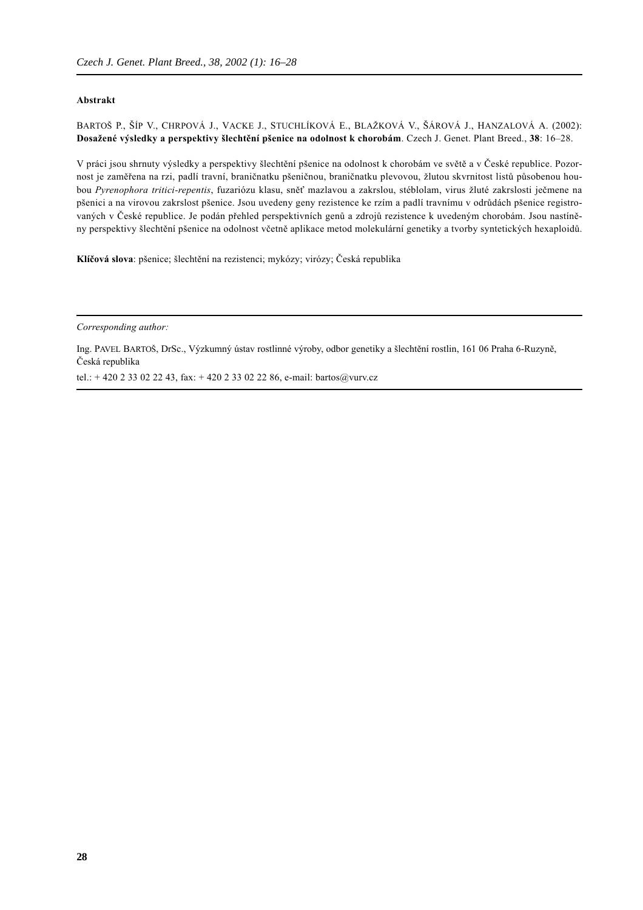**Abstrakt**

BARTOŠ P., ŠÍP V., CHRPOVÁ J., VACKE J., STUCHLÍKOVÁ E., BLAŽKOVÁ V., ŠÁROVÁ J., HANZALOVÁ A. (2002): **Dosažené výsledky a perspektivy šlechtění pšenice na odolnost k chorobám**. Czech J. Genet. Plant Breed., **38**: 16–28.

V práci jsou shrnuty výsledky a perspektivy šlechtění pšenice na odolnost k chorobám ve světě a v České republice. Pozornost je zaměřena na rzi, padlí travní, braničnatku pšeničnou, braničnatku plevovou, žlutou skvrnitost listů působenou houbou *Pyrenophora tritici-repentis*, fuzariózu klasu, sněť mazlavou a zakrslou, stéblolam, virus žluté zakrslosti ječmene na pšenici a na virovou zakrslost pšenice. Jsou uvedeny geny rezistence ke rzím a padlí travnímu v odrůdách pšenice registrovaných v České republice. Je podán přehled perspektivních genů a zdrojů rezistence k uvedeným chorobám. Jsou nastíněny perspektivy šlechtění pšenice na odolnost včetně aplikace metod molekulární genetiky a tvorby syntetických hexaploidů.

**Klíčová slova**: pšenice; šlechtění na rezistenci; mykózy; virózy; Česká republika

*Corresponding author:*

Ing. PAVEL BARTOŠ, DrSc., Výzkumný ústav rostlinné výroby, odbor genetiky a šlechtění rostlin, 161 06 Praha 6-Ruzyně, Česká republika

tel.: + 420 2 33 02 22 43, fax: + 420 2 33 02 22 86, e-mail: bartos@vurv.cz